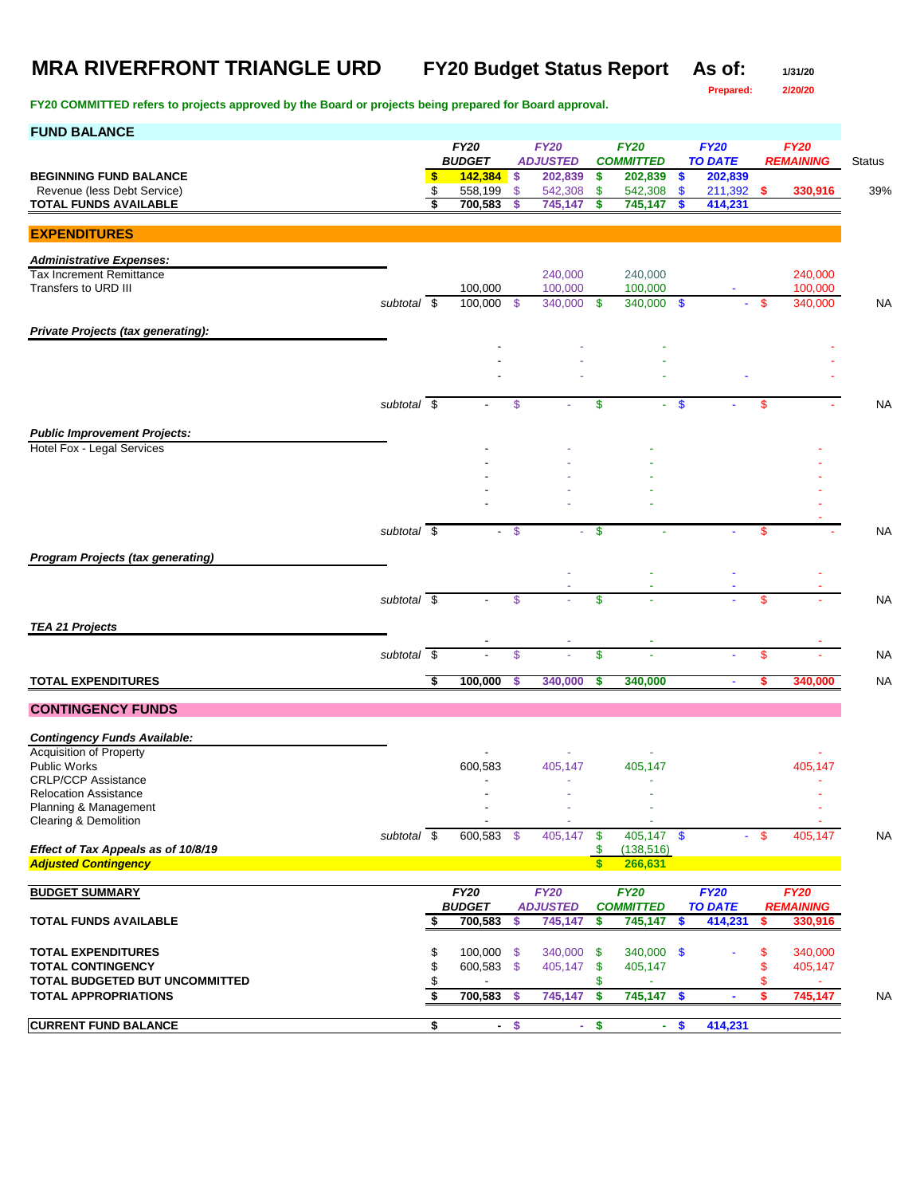# MRA RIVERFRONT TRIANGLE URD — FY20 Budget Status Report

As of: 1/31/20
Prepared: 2/20/20

**FY20 COMMITTED refers to projects approved by the Board or projects being prepared for Board approval.**

## FUND BALANCE

| | | FY20 BUDGET | FY20 ADJUSTED | FY20 COMMITTED | FY20 TO DATE | FY20 REMAINING | Status |
|---|---|---|---|---|---|---|---|
| **BEGINNING FUND BALANCE** | | $ 142,384 | $ 202,839 | $ 202,839 | $ 202,839 | | |
| Revenue (less Debt Service) | | $ 558,199 | $ 542,308 | $ 542,308 | $ 211,392 | $ 330,916 | 39% |
| **TOTAL FUNDS AVAILABLE** | | $ 700,583 | $ 745,147 | $ 745,147 | $ 414,231 | | |

## EXPENDITURES

| | | FY20 BUDGET | FY20 ADJUSTED | FY20 COMMITTED | FY20 TO DATE | FY20 REMAINING | Status |
|---|---|---|---|---|---|---|---|
| ***Administrative Expenses:*** | | | | | | | |
| Tax Increment Remittance | | | 240,000 | 240,000 | | 240,000 | |
| Transfers to URD III | | 100,000 | 100,000 | 100,000 | - | 100,000 | |
| | *subtotal* | $ 100,000 | $ 340,000 | $ 340,000 | $ - | $ 340,000 | NA |
| ***Private Projects (tax generating):*** | | | | | | | |
| | | - | - | - | | - | |
| | | - | - | - | | - | |
| | | - | - | - | - | - | |
| | *subtotal* | $ - | $ - | $ - | $ - | $ - | NA |
| ***Public Improvement Projects:*** | | | | | | | |
| Hotel Fox - Legal Services | | - | - | - | | - | |
| | | - | - | - | | - | |
| | | - | - | - | | - | |
| | | - | - | - | | - | |
| | | - | - | - | | - | |
| | | | | | | - | |
| | *subtotal* | $ - | $ - | $ - | - | $ - | NA |
| ***Program Projects (tax generating)*** | | | | | | | |
| | | | - | - | - | - | |
| | | | - | - | - | - | |
| | *subtotal* | $ - | $ - | $ - | - | $ - | NA |
| ***TEA 21 Projects*** | | | | | | | |
| | | - | - | - | | - | |
| | *subtotal* | $ - | $ - | $ - | - | $ - | NA |
| **TOTAL EXPENDITURES** | | $ 100,000 | $ 340,000 | $ 340,000 | - | $ 340,000 | NA |

## CONTINGENCY FUNDS

| | | FY20 BUDGET | FY20 ADJUSTED | FY20 COMMITTED | FY20 TO DATE | FY20 REMAINING | Status |
|---|---|---|---|---|---|---|---|
| ***Contingency Funds Available:*** | | | | | | | |
| Acquisition of Property | | - | - | - | | - | |
| Public Works | | 600,583 | 405,147 | 405,147 | | 405,147 | |
| CRLP/CCP Assistance | | - | - | - | | - | |
| Relocation Assistance | | - | - | - | | - | |
| Planning & Management | | - | - | - | | - | |
| Clearing & Demolition | | - | - | - | | - | |
| | *subtotal* | $ 600,583 | $ 405,147 | $ 405,147 | $ - | $ 405,147 | NA |
| ***Effect of Tax Appeals as of 10/8/19*** | | | | $ (138,516) | | | |
| ***Adjusted Contingency*** | | | | $ 266,631 | | | |

## BUDGET SUMMARY

| | FY20 BUDGET | FY20 ADJUSTED | FY20 COMMITTED | FY20 TO DATE | FY20 REMAINING | Status |
|---|---|---|---|---|---|---|
| **TOTAL FUNDS AVAILABLE** | $ 700,583 | $ 745,147 | $ 745,147 | $ 414,231 | $ 330,916 | |
| **TOTAL EXPENDITURES** | $ 100,000 | $ 340,000 | $ 340,000 | $ - | $ 340,000 | |
| **TOTAL CONTINGENCY** | $ 600,583 | $ 405,147 | $ 405,147 | | $ 405,147 | |
| **TOTAL BUDGETED BUT UNCOMMITTED** | $ - | | $ - | | $ - | |
| **TOTAL APPROPRIATIONS** | $ 700,583 | $ 745,147 | $ 745,147 | $ - | $ 745,147 | NA |
| **CURRENT FUND BALANCE** | $ - | $ - | $ - | $ 414,231 | | |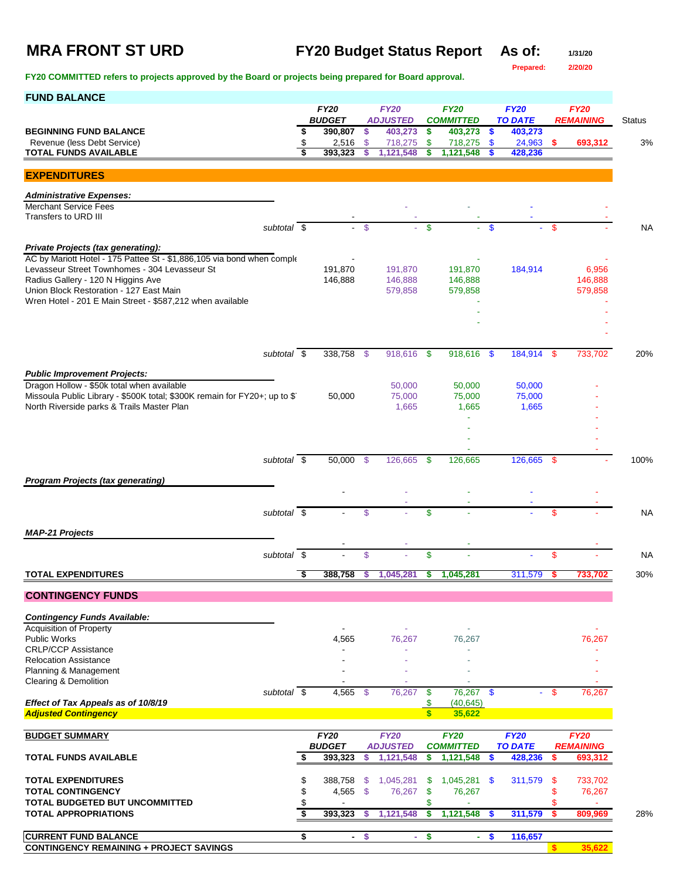# MRA FRONT ST URD

**FY20 Budget Status Report** **As of:** 1/31/20

**Prepared:** 2/20/20

**FY20 COMMITTED refers to projects approved by the Board or projects being prepared for Board approval.**

## FUND BALANCE

| | FY20 BUDGET | FY20 ADJUSTED | FY20 COMMITTED | FY20 TO DATE | FY20 REMAINING | Status |
|---|---|---|---|---|---|---|
| **BEGINNING FUND BALANCE** | $ 390,807 | $ 403,273 | $ 403,273 | $ 403,273 | | |
| Revenue (less Debt Service) | $ 2,516 | $ 718,275 | $ 718,275 | $ 24,963 | $ 693,312 | 3% |
| **TOTAL FUNDS AVAILABLE** | $ 393,323 | $ 1,121,548 | $ 1,121,548 | $ 428,236 | | |

## EXPENDITURES

| | FY20 BUDGET | FY20 ADJUSTED | FY20 COMMITTED | FY20 TO DATE | FY20 REMAINING | Status |
|---|---|---|---|---|---|---|
| ***Administrative Expenses:*** | | | | | | |
| Merchant Service Fees | | - | - | - | - | |
| Transfers to URD III | - | - | - | - | - | |
| *subtotal* | $ - | $ - | $ - | $ - | $ - | NA |
| ***Private Projects (tax generating):*** | | | | | | |
| AC by Mariott Hotel - 175 Pattee St - $1,886,105 via bond when comple | - | | - | | - | |
| Levasseur Street Townhomes - 304 Levasseur St | 191,870 | 191,870 | 191,870 | 184,914 | 6,956 | |
| Radius Gallery - 120 N Higgins Ave | 146,888 | 146,888 | 146,888 | | 146,888 | |
| Union Block Restoration - 127 East Main | | 579,858 | 579,858 | | 579,858 | |
| Wren Hotel - 201 E Main Street - $587,212 when available | | | - | | - | |
| | | | - | | - | |
| | | | - | | - | |
| | | | | | - | |
| *subtotal* | $ 338,758 | $ 918,616 | $ 918,616 | $ 184,914 | $ 733,702 | 20% |
| ***Public Improvement Projects:*** | | | | | | |
| Dragon Hollow - $50k total when available | | 50,000 | 50,000 | 50,000 | - | |
| Missoula Public Library - $500K total; $300K remain for FY20+; up to $ | 50,000 | 75,000 | 75,000 | 75,000 | - | |
| North Riverside parks & Trails Master Plan | | 1,665 | 1,665 | 1,665 | - | |
| | | | - | | - | |
| | | | - | | - | |
| | | | - | | - | |
| | | | - | | - | |
| *subtotal* | $ 50,000 | $ 126,665 | $ 126,665 | 126,665 | $ - | 100% |
| ***Program Projects (tax generating)*** | | | | | | |
| | - | - | - | - | - | |
| | | - | - | - | - | |
| *subtotal* | $ - | $ - | $ - | - | $ - | NA |
| ***MAP-21 Projects*** | | | | | | |
| | - | - | - | | - | |
| *subtotal* | $ - | $ - | $ - | - | $ - | NA |
| **TOTAL EXPENDITURES** | $ 388,758 | $ 1,045,281 | $ 1,045,281 | 311,579 | $ 733,702 | 30% |

## CONTINGENCY FUNDS

| | FY20 BUDGET | FY20 ADJUSTED | FY20 COMMITTED | FY20 TO DATE | FY20 REMAINING |
|---|---|---|---|---|---|
| ***Contingency Funds Available:*** | | | | | |
| Acquisition of Property | - | - | - | | - |
| Public Works | 4,565 | 76,267 | 76,267 | | 76,267 |
| CRLP/CCP Assistance | - | - | - | | - |
| Relocation Assistance | - | - | - | | - |
| Planning & Management | - | - | - | | - |
| Clearing & Demolition | - | - | - | | - |
| *subtotal* | $ 4,565 | $ 76,267 | $ 76,267 | $ - | $ 76,267 |
| ***Effect of Tax Appeals as of 10/8/19*** | | | $ (40,645) | | |
| ***Adjusted Contingency*** | | | $ 35,622 | | |

## BUDGET SUMMARY

| | FY20 BUDGET | FY20 ADJUSTED | FY20 COMMITTED | FY20 TO DATE | FY20 REMAINING | |
|---|---|---|---|---|---|---|
| **TOTAL FUNDS AVAILABLE** | $ 393,323 | $ 1,121,548 | $ 1,121,548 | $ 428,236 | $ 693,312 | |
| **TOTAL EXPENDITURES** | $ 388,758 | $ 1,045,281 | $ 1,045,281 | $ 311,579 | $ 733,702 | |
| **TOTAL CONTINGENCY** | $ 4,565 | $ 76,267 | $ 76,267 | | $ 76,267 | |
| **TOTAL BUDGETED BUT UNCOMMITTED** | $ - | | $ - | | $ - | |
| **TOTAL APPROPRIATIONS** | $ 393,323 | $ 1,121,548 | $ 1,121,548 | $ 311,579 | $ 809,969 | 28% |
| **CURRENT FUND BALANCE** | $ - | $ - | $ - | $ 116,657 | | |
| **CONTINGENCY REMAINING + PROJECT SAVINGS** | | | | | $ 35,622 | |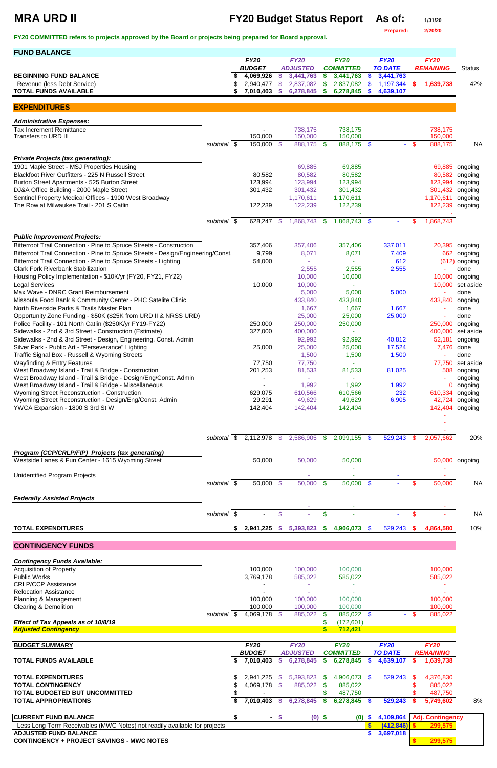# MRA URD II — FY20 Budget Status Report

As of: 1/31/20
Prepared: 2/20/20

**FY20 COMMITTED refers to projects approved by the Board or projects being prepared for Board approval.**

## FUND BALANCE

| | FY20 BUDGET | FY20 ADJUSTED | FY20 COMMITTED | FY20 TO DATE | FY20 REMAINING | Status |
|---|---|---|---|---|---|---|
| **BEGINNING FUND BALANCE** | $ 4,069,926 | $ 3,441,763 | $ 3,441,763 | $ 3,441,763 | | |
| Revenue (less Debt Service) | $ 2,940,477 | $ 2,837,082 | $ 2,837,082 | $ 1,197,344 | $ 1,639,738 | 42% |
| **TOTAL FUNDS AVAILABLE** | $ 7,010,403 | $ 6,278,845 | $ 6,278,845 | $ 4,639,107 | | |

## EXPENDITURES

| | FY20 BUDGET | FY20 ADJUSTED | FY20 COMMITTED | FY20 TO DATE | FY20 REMAINING | Status |
|---|---|---|---|---|---|---|
| ***Administrative Expenses:*** | | | | | | |
| Tax Increment Remittance | - | 738,175 | 738,175 | | 738,175 | |
| Transfers to URD III | 150,000 | 150,000 | 150,000 | | 150,000 | |
| subtotal | $ 150,000 | $ 888,175 | $ 888,175 | $ - | $ 888,175 | NA |
| ***Private Projects (tax generating):*** | | | | | | |
| 1901 Maple Street - MSJ Properties Housing | | 69,885 | 69,885 | | 69,885 | ongoing |
| Blackfoot River Outfitters - 225 N Russell Street | 80,582 | 80,582 | 80,582 | | 80,582 | ongoing |
| Burton Street Apartments - 525 Burton Street | 123,994 | 123,994 | 123,994 | | 123,994 | ongoing |
| DJ&A Office Building - 2000 Maple Street | 301,432 | 301,432 | 301,432 | | 301,432 | ongoing |
| Sentinel Property Medical Offices - 1900 West Broadway | | 1,170,611 | 1,170,611 | | 1,170,611 | ongoing |
| The Row at Milwaukee Trail - 201 S Catlin | 122,239 | 122,239 | 122,239 | | 122,239 | ongoing |
| | | | - | | - | |
| subtotal | $ 628,247 | $ 1,868,743 | $ 1,868,743 | $ - | $ 1,868,743 | |
| ***Public Improvement Projects:*** | | | | | | |
| Bitterroot Trail Connection - Pine to Spruce Streets - Construction | 357,406 | 357,406 | 357,406 | 337,011 | 20,395 | ongoing |
| Bitterroot Trail Connection - Pine to Spruce Streets - Design/Engineering/Const | 9,799 | 8,071 | 8,071 | 7,409 | 662 | ongoing |
| Bitterroot Trail Connection - Pine to Spruce Streets - Lighting | 54,000 | - | - | 612 | (612) | ongoing |
| Clark Fork Riverbank Stabilization | | 2,555 | 2,555 | 2,555 | - | done |
| Housing Policy Implementation - $10K/yr (FY20, FY21, FY22) | | 10,000 | 10,000 | | 10,000 | ongoing |
| Legal Services | 10,000 | 10,000 | - | | 10,000 | set aside |
| Max Wave - DNRC Grant Reimbursement | | 5,000 | 5,000 | 5,000 | - | done |
| Missoula Food Bank & Community Center - PHC Satelite Clinic | | 433,840 | 433,840 | | 433,840 | ongoing |
| North Riverside Parks & Trails Master Plan | | 1,667 | 1,667 | 1,667 | - | done |
| Opportunity Zone Funding - $50K ($25K from URD II & NRSS URD) | | 25,000 | 25,000 | 25,000 | - | done |
| Police Facility - 101 North Catlin ($250K/yr FY19-FY22) | 250,000 | 250,000 | 250,000 | | 250,000 | ongoing |
| Sidewalks - 2nd & 3rd Street - Construction (Estimate) | 327,000 | 400,000 | - | | 400,000 | set aside |
| Sidewalks - 2nd & 3rd Street - Design, Engineering, Const. Admin | | 92,992 | 92,992 | 40,812 | 52,181 | ongoing |
| Silver Park - Public Art - "Perseverance" Lighting | 25,000 | 25,000 | 25,000 | 17,524 | 7,476 | done |
| Traffic Signal Box - Russell & Wyoming Streets | | 1,500 | 1,500 | 1,500 | - | done |
| Wayfinding & Entry Features | 77,750 | 77,750 | - | | 77,750 | set aside |
| West Broadway Island - Trail & Bridge - Construction | 201,253 | 81,533 | 81,533 | 81,025 | 508 | ongoing |
| West Broadway Island - Trail & Bridge - Design/Eng/Const. Admin | - | - | - | | - | ongoing |
| West Broadway Island - Trail & Bridge - Miscellaneous | - | 1,992 | 1,992 | 1,992 | 0 | ongoing |
| Wyoming Street Reconstruction - Construction | 629,075 | 610,566 | 610,566 | 232 | 610,334 | ongoing |
| Wyoming Street Reconstruction - Design/Eng/Const. Admin | 29,291 | 49,629 | 49,629 | 6,905 | 42,724 | ongoing |
| YWCA Expansion - 1800 S 3rd St W | 142,404 | 142,404 | 142,404 | | 142,404 | ongoing |
| | | | | | - | |
| | | | | | - | |
| | | | | | - | |
| subtotal | $ 2,112,978 | $ 2,586,905 | $ 2,099,155 | $ 529,243 | $ 2,057,662 | 20% |
| ***Program (CCP/CRLP/FIP) Projects (tax generating)*** | | | | | | |
| Westside Lanes & Fun Center - 1615 Wyoming Street | 50,000 | 50,000 | 50,000 | | 50,000 | ongoing |
| | | | - | | - | |
| Unidentified Program Projects | | - | - | - | - | |
| subtotal | $ 50,000 | $ 50,000 | $ 50,000 | $ - | $ 50,000 | NA |
| ***Federally Assisted Projects*** | | | | | | |
| | | - | - | | - | |
| subtotal | $ - | $ - | $ - | - | $ - | NA |
| **TOTAL EXPENDITURES** | $ 2,941,225 | $ 5,393,823 | $ 4,906,073 | $ 529,243 | $ 4,864,580 | 10% |

## CONTINGENCY FUNDS

| | FY20 BUDGET | FY20 ADJUSTED | FY20 COMMITTED | FY20 TO DATE | FY20 REMAINING |
|---|---|---|---|---|---|
| ***Contingency Funds Available:*** | | | | | |
| Acquisition of Property | 100,000 | 100,000 | 100,000 | | 100,000 |
| Public Works | 3,769,178 | 585,022 | 585,022 | | 585,022 |
| CRLP/CCP Assistance | - | - | - | | - |
| Relocation Assistance | - | - | - | | - |
| Planning & Management | 100,000 | 100,000 | 100,000 | | 100,000 |
| Clearing & Demolition | 100,000 | 100,000 | 100,000 | | 100,000 |
| subtotal | $ 4,069,178 | $ 885,022 | $ 885,022 | $ - | $ 885,022 |
| ***Effect of Tax Appeals as of 10/8/19*** | | | $ (172,601) | | |
| ***Adjusted Contingency*** | | | $ 712,421 | | |

## BUDGET SUMMARY

| | FY20 BUDGET | FY20 ADJUSTED | FY20 COMMITTED | FY20 TO DATE | FY20 REMAINING | |
|---|---|---|---|---|---|---|
| **TOTAL FUNDS AVAILABLE** | $ 7,010,403 | $ 6,278,845 | $ 6,278,845 | $ 4,639,107 | $ 1,639,738 | |
| **TOTAL EXPENDITURES** | $ 2,941,225 | $ 5,393,823 | $ 4,906,073 | $ 529,243 | $ 4,376,830 | |
| **TOTAL CONTINGENCY** | $ 4,069,178 | $ 885,022 | $ 885,022 | | $ 885,022 | |
| **TOTAL BUDGETED BUT UNCOMMITTED** | $ - | | $ 487,750 | | $ 487,750 | |
| **TOTAL APPROPRIATIONS** | $ 7,010,403 | $ 6,278,845 | $ 6,278,845 | $ 529,243 | $ 5,749,602 | 8% |

| | | | | | |
|---|---|---|---|---|---|
| **CURRENT FUND BALANCE** | $ - | $ (0) | $ (0) | $ 4,109,864 | **Adj. Contingency** |
| Less Long Term Receivables (MWC Notes) not readily available for projects | | | | $ (412,846) | $ 299,575 |
| **ADJUSTED FUND BALANCE** | | | | $ 3,697,018 | |
| **CONTINGENCY + PROJECT SAVINGS - MWC NOTES** | | | | | $ 299,575 |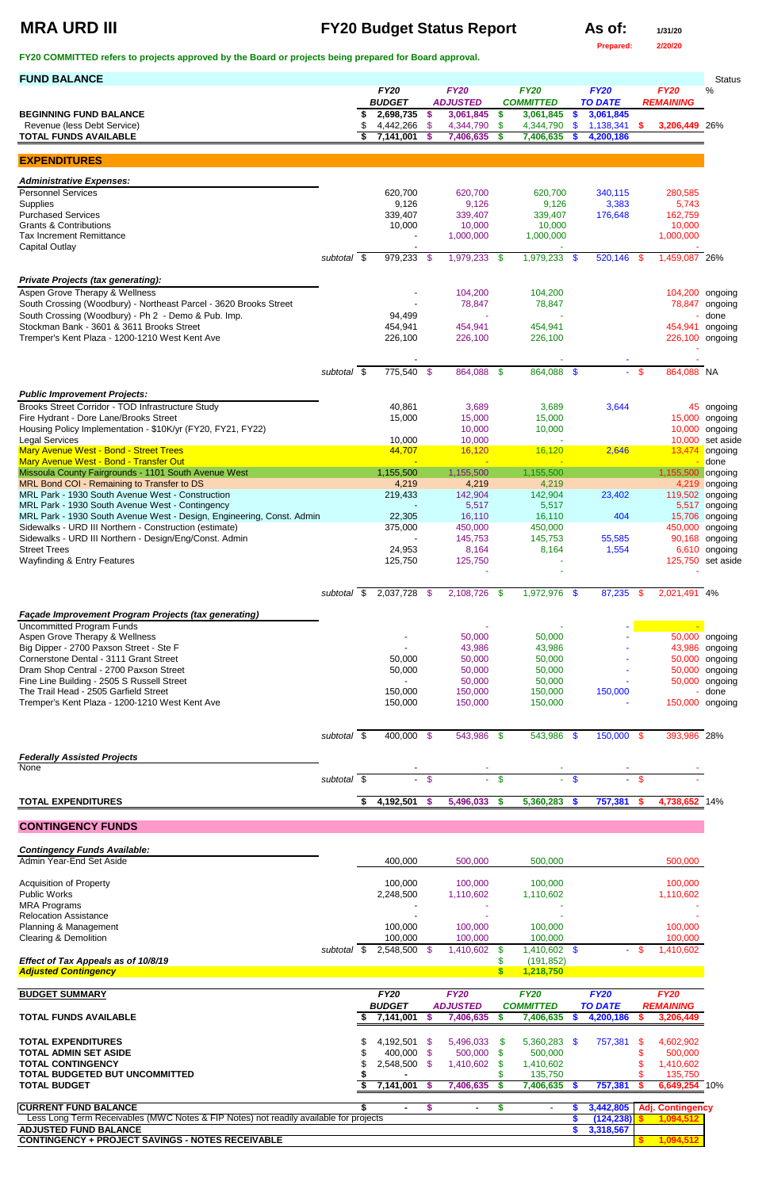# MRA URD III

## FY20 Budget Status Report

**As of:** 1/31/20

Prepared: 2/20/20

FY20 COMMITTED refers to projects approved by the Board or projects being prepared for Board approval.

| FUND BALANCE | | FY20 BUDGET | FY20 ADJUSTED | FY20 COMMITTED | FY20 TO DATE | FY20 REMAINING | Status % |
|---|---|---|---|---|---|---|---|
| **BEGINNING FUND BALANCE** | | $ 2,698,735 | $ 3,061,845 | $ 3,061,845 | $ 3,061,845 | | |
| Revenue (less Debt Service) | | $ 4,442,266 | $ 4,344,790 | $ 4,344,790 | $ 1,138,341 | $ 3,206,449 | 26% |
| **TOTAL FUNDS AVAILABLE** | | $ 7,141,001 | $ 7,406,635 | $ 7,406,635 | $ 4,200,186 | | |
| **EXPENDITURES** | | | | | | | |
| ***Administrative Expenses:*** | | | | | | | |
| Personnel Services | | 620,700 | 620,700 | 620,700 | 340,115 | 280,585 | |
| Supplies | | 9,126 | 9,126 | 9,126 | 3,383 | 5,743 | |
| Purchased Services | | 339,407 | 339,407 | 339,407 | 176,648 | 162,759 | |
| Grants & Contributions | | 10,000 | 10,000 | 10,000 | | 10,000 | |
| Tax Increment Remittance | | - | 1,000,000 | 1,000,000 | | 1,000,000 | |
| Capital Outlay | | - | | - | | - | |
| | subtotal | $ 979,233 | $ 1,979,233 | $ 1,979,233 | $ 520,146 | $ 1,459,087 | 26% |
| ***Private Projects (tax generating):*** | | | | | | | |
| Aspen Grove Therapy & Wellness | | - | 104,200 | 104,200 | | 104,200 | ongoing |
| South Crossing (Woodbury) - Northeast Parcel - 3620 Brooks Street | | - | 78,847 | 78,847 | | 78,847 | ongoing |
| South Crossing (Woodbury) - Ph 2 - Demo & Pub. Imp. | | 94,499 | - | - | | - | done |
| Stockman Bank - 3601 & 3611 Brooks Street | | 454,941 | 454,941 | 454,941 | | 454,941 | ongoing |
| Tremper's Kent Plaza - 1200-1210 West Kent Ave | | 226,100 | 226,100 | 226,100 | | 226,100 | ongoing |
| | | - | | - | - | - | |
| | subtotal | $ 775,540 | $ 864,088 | $ 864,088 | $ - | $ 864,088 | NA |
| ***Public Improvement Projects:*** | | | | | | | |
| Brooks Street Corridor - TOD Infrastructure Study | | 40,861 | 3,689 | 3,689 | 3,644 | 45 | ongoing |
| Fire Hydrant - Dore Lane/Brooks Street | | 15,000 | 15,000 | 15,000 | | 15,000 | ongoing |
| Housing Policy Implementation - $10K/yr (FY20, FY21, FY22) | | | 10,000 | 10,000 | | 10,000 | ongoing |
| Legal Services | | 10,000 | 10,000 | - | | 10,000 | set aside |
| Mary Avenue West - Bond - Street Trees | | 44,707 | 16,120 | 16,120 | 2,646 | 13,474 | ongoing |
| Mary Avenue West - Bond - Transfer Out | | - | - | - | | - | done |
| Missoula County Fairgrounds - 1101 South Avenue West | | 1,155,500 | 1,155,500 | 1,155,500 | | 1,155,500 | ongoing |
| MRL Bond COI - Remaining to Transfer to DS | | 4,219 | 4,219 | 4,219 | | 4,219 | ongoing |
| MRL Park - 1930 South Avenue West - Construction | | 219,433 | 142,904 | 142,904 | 23,402 | 119,502 | ongoing |
| MRL Park - 1930 South Avenue West - Contingency | | - | 5,517 | 5,517 | | 5,517 | ongoing |
| MRL Park - 1930 South Avenue West - Design, Engineering, Const. Admin | | 22,305 | 16,110 | 16,110 | 404 | 15,706 | ongoing |
| Sidewalks - URD III Northern - Construction (estimate) | | 375,000 | 450,000 | 450,000 | | 450,000 | ongoing |
| Sidewalks - URD III Northern - Design/Eng/Const. Admin | | - | 145,753 | 145,753 | 55,585 | 90,168 | ongoing |
| Street Trees | | 24,953 | 8,164 | 8,164 | 1,554 | 6,610 | ongoing |
| Wayfinding & Entry Features | | 125,750 | 125,750 | - | | 125,750 | set aside |
| | | | - | - | | | |
| | subtotal | $ 2,037,728 | $ 2,108,726 | $ 1,972,976 | $ 87,235 | $ 2,021,491 | 4% |
| ***Façade Improvement Program Projects (tax generating)*** | | | | | | | |
| Uncommitted Program Funds | | | - | - | - | - | |
| Aspen Grove Therapy & Wellness | | - | 50,000 | 50,000 | - | 50,000 | ongoing |
| Big Dipper - 2700 Paxson Street - Ste F | | - | 43,986 | 43,986 | - | 43,986 | ongoing |
| Cornerstone Dental - 3111 Grant Street | | 50,000 | 50,000 | 50,000 | - | 50,000 | ongoing |
| Dram Shop Central - 2700 Paxson Street | | 50,000 | 50,000 | 50,000 | - | 50,000 | ongoing |
| Fine Line Building - 2505 S Russell Street | | - | 50,000 | 50,000 | - | 50,000 | ongoing |
| The Trail Head - 2505 Garfield Street | | 150,000 | 150,000 | 150,000 | 150,000 | - | done |
| Tremper's Kent Plaza - 1200-1210 West Kent Ave | | 150,000 | 150,000 | 150,000 | - | 150,000 | ongoing |
| | subtotal | $ 400,000 | $ 543,986 | $ 543,986 | $ 150,000 | $ 393,986 | 28% |
| ***Federally Assisted Projects*** | | | | | | | |
| None | | - | - | - | - | - | |
| | subtotal | $ - | $ - | $ - | $ - | $ - | |
| **TOTAL EXPENDITURES** | | $ 4,192,501 | $ 5,496,033 | $ 5,360,283 | $ 757,381 | $ 4,738,652 | 14% |
| **CONTINGENCY FUNDS** | | | | | | | |
| ***Contingency Funds Available:*** | | | | | | | |
| Admin Year-End Set Aside | | 400,000 | 500,000 | 500,000 | | 500,000 | |
| Acquisition of Property | | 100,000 | 100,000 | 100,000 | | 100,000 | |
| Public Works | | 2,248,500 | 1,110,602 | 1,110,602 | | 1,110,602 | |
| MRA Programs | | - | - | - | | - | |
| Relocation Assistance | | - | - | - | | - | |
| Planning & Management | | 100,000 | 100,000 | 100,000 | | 100,000 | |
| Clearing & Demolition | | 100,000 | 100,000 | 100,000 | | 100,000 | |
| | subtotal | $ 2,548,500 | $ 1,410,602 | $ 1,410,602 | $ - | $ 1,410,602 | |
| ***Effect of Tax Appeals as of 10/8/19*** | | | | $ (191,852) | | | |
| ***Adjusted Contingency*** | | | | $ 1,218,750 | | | |

| BUDGET SUMMARY | FY20 BUDGET | FY20 ADJUSTED | FY20 COMMITTED | FY20 TO DATE | FY20 REMAINING | |
|---|---|---|---|---|---|---|
| **TOTAL FUNDS AVAILABLE** | $ 7,141,001 | $ 7,406,635 | $ 7,406,635 | $ 4,200,186 | $ 3,206,449 | |
| **TOTAL EXPENDITURES** | $ 4,192,501 | $ 5,496,033 | $ 5,360,283 | $ 757,381 | $ 4,602,902 | |
| **TOTAL ADMIN SET ASIDE** | $ 400,000 | $ 500,000 | $ 500,000 | | $ 500,000 | |
| **TOTAL CONTINGENCY** | $ 2,548,500 | $ 1,410,602 | $ 1,410,602 | | $ 1,410,602 | |
| **TOTAL BUDGETED BUT UNCOMMITTED** | $ - | | $ 135,750 | | $ 135,750 | |
| **TOTAL BUDGET** | $ 7,141,001 | $ 7,406,635 | $ 7,406,635 | $ 757,381 | $ 6,649,254 | 10% |

| | | | | | |
|---|---|---|---|---|---|
| **CURRENT FUND BALANCE** | $ - | $ - | $ - | $ 3,442,805 | **Adj. Contingency** |
| Less Long Term Receivables (MWC Notes & FIP Notes) not readily available for projects | | | | $ (124,238) | $ 1,094,512 |
| **ADJUSTED FUND BALANCE** | | | | $ 3,318,567 | |
| **CONTINGENCY + PROJECT SAVINGS - NOTES RECEIVABLE** | | | | | $ 1,094,512 |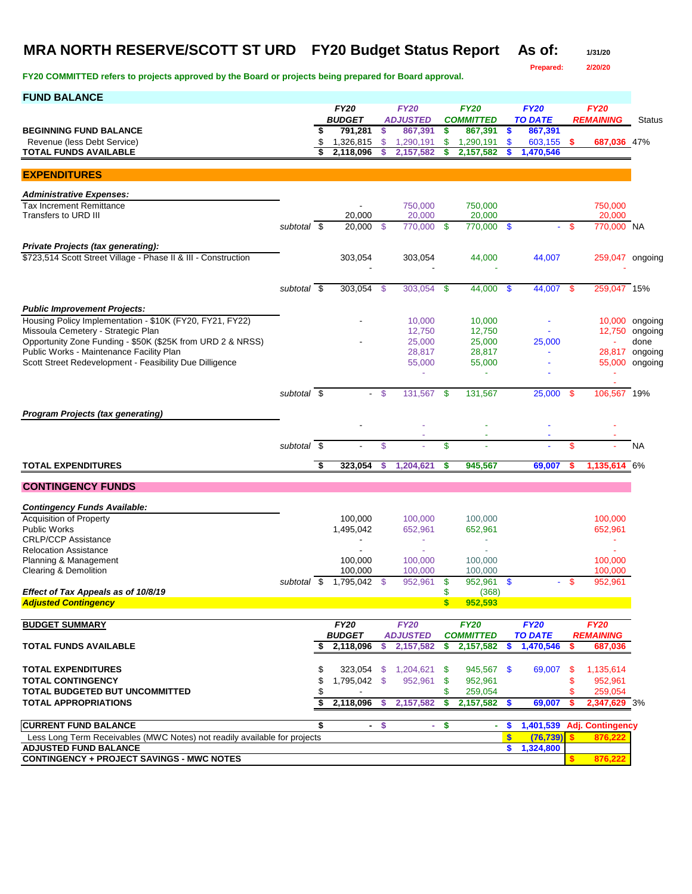# MRA NORTH RESERVE/SCOTT ST URD FY20 Budget Status Report As of: 1/31/20

Prepared: 2/20/20

**FY20 COMMITTED refers to projects approved by the Board or projects being prepared for Board approval.**

## FUND BALANCE

| | | FY20 BUDGET | FY20 ADJUSTED | FY20 COMMITTED | FY20 TO DATE | FY20 REMAINING | Status |
|---|---|---|---|---|---|---|---|
| **BEGINNING FUND BALANCE** | | $ 791,281 | $ 867,391 | $ 867,391 | $ 867,391 | | |
| Revenue (less Debt Service) | | $ 1,326,815 | $ 1,290,191 | $ 1,290,191 | $ 603,155 | $ 687,036 | 47% |
| **TOTAL FUNDS AVAILABLE** | | $ 2,118,096 | $ 2,157,582 | $ 2,157,582 | $ 1,470,546 | | |

## EXPENDITURES

| | | FY20 BUDGET | FY20 ADJUSTED | FY20 COMMITTED | FY20 TO DATE | FY20 REMAINING | Status |
|---|---|---|---|---|---|---|---|
| ***Administrative Expenses:*** | | | | | | | |
| Tax Increment Remittance | | - | 750,000 | 750,000 | | 750,000 | |
| Transfers to URD III | | 20,000 | 20,000 | 20,000 | | 20,000 | |
| | *subtotal* | $ 20,000 | $ 770,000 | $ 770,000 | $ - | $ 770,000 | NA |
| ***Private Projects (tax generating):*** | | | | | | | |
| $723,514 Scott Street Village - Phase II & III - Construction | | 303,054 | 303,054 | 44,000 | 44,007 | 259,047 | ongoing |
| | | - | - | - | | - | |
| | *subtotal* | $ 303,054 | $ 303,054 | $ 44,000 | $ 44,007 | $ 259,047 | 15% |
| ***Public Improvement Projects:*** | | | | | | | |
| Housing Policy Implementation - $10K (FY20, FY21, FY22) | | - | 10,000 | 10,000 | - | 10,000 | ongoing |
| Missoula Cemetery - Strategic Plan | | | 12,750 | 12,750 | - | 12,750 | ongoing |
| Opportunity Zone Funding - $50K ($25K from URD 2 & NRSS) | | - | 25,000 | 25,000 | 25,000 | - | done |
| Public Works - Maintenance Facility Plan | | | 28,817 | 28,817 | - | 28,817 | ongoing |
| Scott Street Redevelopment - Feasibility Due Dilligence | | | 55,000 | 55,000 | - | 55,000 | ongoing |
| | | | - | - | - | - | |
| | | | | | | - | |
| | *subtotal* | $ - | $ 131,567 | $ 131,567 | 25,000 | $ 106,567 | 19% |
| ***Program Projects (tax generating)*** | | | | | | | |
| | | - | - | - | - | - | |
| | | | - | - | - | - | |
| | *subtotal* | $ - | $ - | $ - | - | $ - | NA |
| **TOTAL EXPENDITURES** | | $ 323,054 | $ 1,204,621 | $ 945,567 | 69,007 | $ 1,135,614 | 6% |

## CONTINGENCY FUNDS

| | | FY20 BUDGET | FY20 ADJUSTED | FY20 COMMITTED | FY20 TO DATE | FY20 REMAINING |
|---|---|---|---|---|---|---|
| ***Contingency Funds Available:*** | | | | | | |
| Acquisition of Property | | 100,000 | 100,000 | 100,000 | | 100,000 |
| Public Works | | 1,495,042 | 652,961 | 652,961 | | 652,961 |
| CRLP/CCP Assistance | | - | - | - | | - |
| Relocation Assistance | | - | - | - | | - |
| Planning & Management | | 100,000 | 100,000 | 100,000 | | 100,000 |
| Clearing & Demolition | | 100,000 | 100,000 | 100,000 | | 100,000 |
| | *subtotal* | $ 1,795,042 | $ 952,961 | $ 952,961 | $ - | $ 952,961 |
| ***Effect of Tax Appeals as of 10/8/19*** | | | | $ (368) | | |
| ***Adjusted Contingency*** | | | | $ 952,593 | | |

## BUDGET SUMMARY

| | FY20 BUDGET | FY20 ADJUSTED | FY20 COMMITTED | FY20 TO DATE | FY20 REMAINING | |
|---|---|---|---|---|---|---|
| **TOTAL FUNDS AVAILABLE** | $ 2,118,096 | $ 2,157,582 | $ 2,157,582 | $ 1,470,546 | $ 687,036 | |
| **TOTAL EXPENDITURES** | $ 323,054 | $ 1,204,621 | $ 945,567 | $ 69,007 | $ 1,135,614 | |
| **TOTAL CONTINGENCY** | $ 1,795,042 | $ 952,961 | $ 952,961 | | $ 952,961 | |
| **TOTAL BUDGETED BUT UNCOMMITTED** | $ - | | $ 259,054 | | $ 259,054 | |
| **TOTAL APPROPRIATIONS** | $ 2,118,096 | $ 2,157,582 | $ 2,157,582 | $ 69,007 | $ 2,347,629 | 3% |
| **CURRENT FUND BALANCE** | $ - | $ - | $ - | $ 1,401,539 | Adj. Contingency | |
| Less Long Term Receivables (MWC Notes) not readily available for projects | | | | $ (76,739) | $ 876,222 | |
| **ADJUSTED FUND BALANCE** | | | | $ 1,324,800 | | |
| **CONTINGENCY + PROJECT SAVINGS - MWC NOTES** | | | | | $ 876,222 | |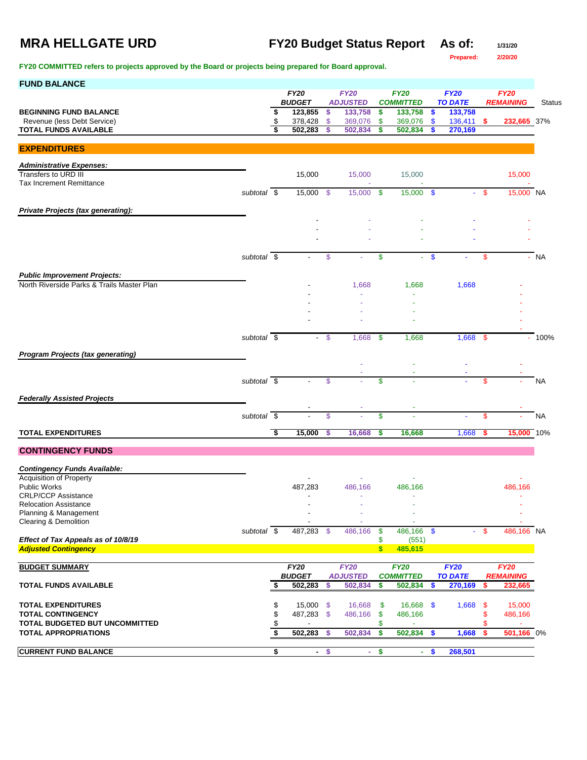# MRA HELLGATE URD

**FY20 Budget Status Report** **As of:** 1/31/20

**Prepared:** 2/20/20

**FY20 COMMITTED refers to projects approved by the Board or projects being prepared for Board approval.**

## FUND BALANCE

| | FY20 BUDGET | FY20 ADJUSTED | FY20 COMMITTED | FY20 TO DATE | FY20 REMAINING | Status |
|---|---|---|---|---|---|---|
| **BEGINNING FUND BALANCE** | $ 123,855 | $ 133,758 | $ 133,758 | $ 133,758 | | |
| Revenue (less Debt Service) | $ 378,428 | $ 369,076 | $ 369,076 | $ 136,411 | $ 232,665 | 37% |
| **TOTAL FUNDS AVAILABLE** | $ 502,283 | $ 502,834 | $ 502,834 | $ 270,169 | | |

## EXPENDITURES

| | FY20 BUDGET | FY20 ADJUSTED | FY20 COMMITTED | FY20 TO DATE | FY20 REMAINING | Status |
|---|---|---|---|---|---|---|
| ***Administrative Expenses:*** | | | | | | |
| Transfers to URD III | 15,000 | 15,000 | 15,000 | | 15,000 | |
| Tax Increment Remittance | | - | - | | - | |
| *subtotal* | $ 15,000 | $ 15,000 | $ 15,000 | $ - | $ 15,000 | NA |
| ***Private Projects (tax generating):*** | | | | | | |
| | - | - | - | - | - | |
| | - | - | - | - | - | |
| | - | - | - | - | - | |
| *subtotal* | $ - | $ - | $ - | $ - | $ - | NA |
| ***Public Improvement Projects:*** | | | | | | |
| North Riverside Parks & Trails Master Plan | - | 1,668 | 1,668 | 1,668 | - | |
| | - | - | - | | - | |
| | - | - | - | | - | |
| | - | - | - | | - | |
| | - | - | - | | - | |
| | | | | | - | |
| *subtotal* | $ - | $ 1,668 | $ 1,668 | 1,668 | $ - | 100% |
| ***Program Projects (tax generating)*** | | | | | | |
| | | - | - | - | - | |
| | | - | - | - | - | |
| *subtotal* | $ - | $ - | $ - | - | $ - | NA |
| ***Federally Assisted Projects*** | | | | | | |
| | - | - | - | | - | |
| *subtotal* | $ - | $ - | $ - | - | $ - | NA |
| **TOTAL EXPENDITURES** | $ 15,000 | $ 16,668 | $ 16,668 | 1,668 | $ 15,000 | 10% |

## CONTINGENCY FUNDS

| | FY20 BUDGET | FY20 ADJUSTED | FY20 COMMITTED | FY20 TO DATE | FY20 REMAINING | Status |
|---|---|---|---|---|---|---|
| ***Contingency Funds Available:*** | | | | | | |
| Acquisition of Property | - | - | - | | - | |
| Public Works | 487,283 | 486,166 | 486,166 | | 486,166 | |
| CRLP/CCP Assistance | - | - | - | | - | |
| Relocation Assistance | - | - | - | | - | |
| Planning & Management | - | - | - | | - | |
| Clearing & Demolition | - | - | - | | - | |
| *subtotal* | $ 487,283 | $ 486,166 | $ 486,166 | $ - | $ 486,166 | NA |
| ***Effect of Tax Appeals as of 10/8/19*** | | | $ (551) | | | |
| ***Adjusted Contingency*** | | | $ 485,615 | | | |

## BUDGET SUMMARY

| | FY20 BUDGET | FY20 ADJUSTED | FY20 COMMITTED | FY20 TO DATE | FY20 REMAINING | Status |
|---|---|---|---|---|---|---|
| **TOTAL FUNDS AVAILABLE** | $ 502,283 | $ 502,834 | $ 502,834 | $ 270,169 | $ 232,665 | |
| **TOTAL EXPENDITURES** | $ 15,000 | $ 16,668 | $ 16,668 | $ 1,668 | $ 15,000 | |
| **TOTAL CONTINGENCY** | $ 487,283 | $ 486,166 | $ 486,166 | | $ 486,166 | |
| **TOTAL BUDGETED BUT UNCOMMITTED** | $ - | | $ - | | $ - | |
| **TOTAL APPROPRIATIONS** | $ 502,283 | $ 502,834 | $ 502,834 | $ 1,668 | $ 501,166 | 0% |
| **CURRENT FUND BALANCE** | $ - | $ - | $ - | $ 268,501 | | |